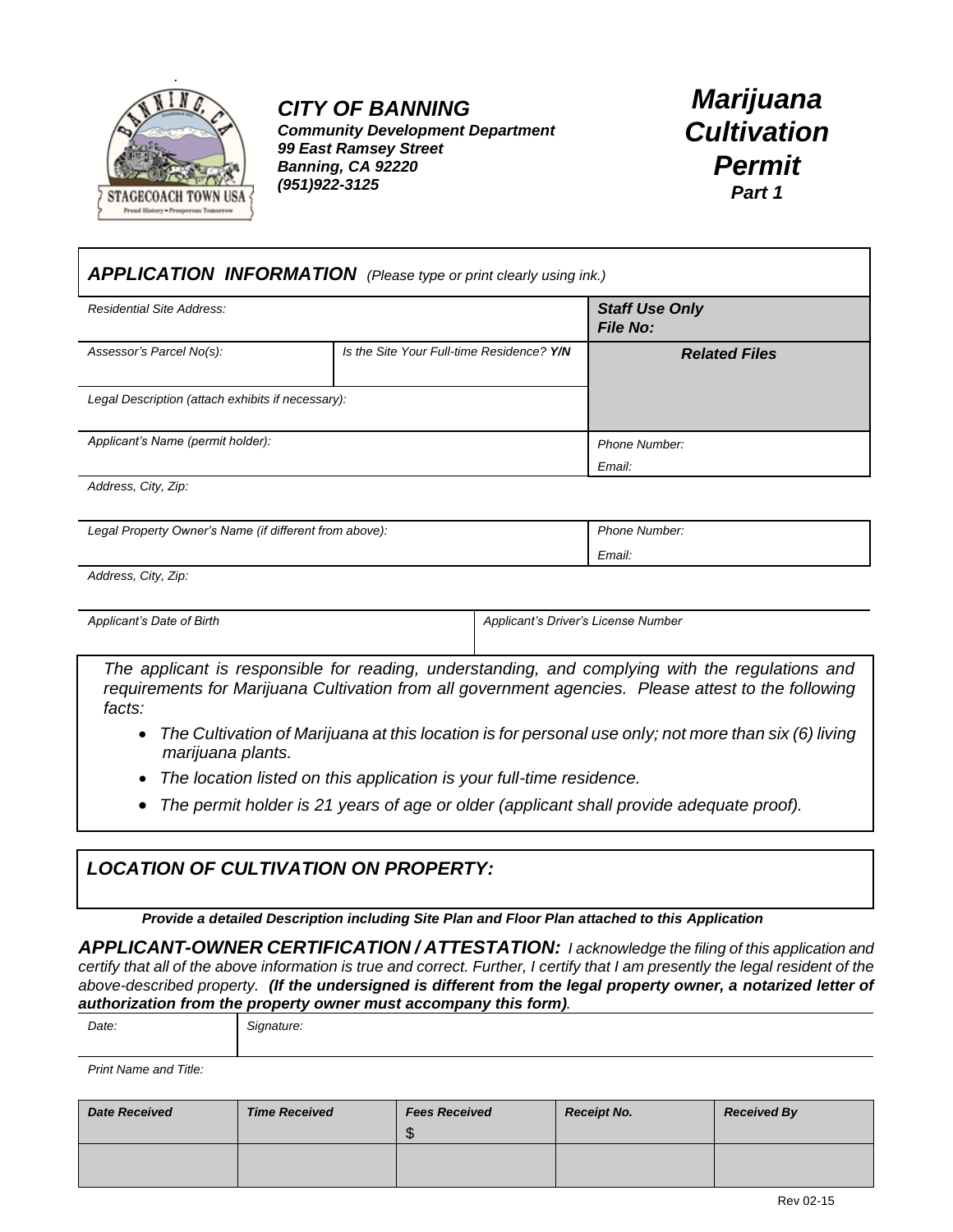**CITY OF BANNING**
**Community Development Department**
**99 East Ramsey Street**
**Banning, CA 92220**
**(951)922-3125**

# Marijuana Cultivation Permit
**Part 1**

## APPLICATION INFORMATION *(Please type or print clearly using ink.)*

| | | |
|---|---|---|
| *Residential Site Address:* | | **Staff Use Only** **File No:** |
| *Assessor's Parcel No(s):* | *Is the Site Your Full-time Residence? Y/N* | **Related Files** |
| *Legal Description (attach exhibits if necessary):* | | |
| *Applicant's Name (permit holder):* | | *Phone Number:* *Email:* |
| *Address, City, Zip:* | | |
| *Legal Property Owner's Name (if different from above):* | | *Phone Number:* *Email:* |
| *Address, City, Zip:* | | |
| *Applicant's Date of Birth* | *Applicant's Driver's License Number* | |

*The applicant is responsible for reading, understanding, and complying with the regulations and requirements for Marijuana Cultivation from all government agencies. Please attest to the following facts:*

- *The Cultivation of Marijuana at this location is for personal use only; not more than six (6) living marijuana plants.*
- *The location listed on this application is your full-time residence.*
- *The permit holder is 21 years of age or older (applicant shall provide adequate proof).*

## LOCATION OF CULTIVATION ON PROPERTY:

***Provide a detailed Description including Site Plan and Floor Plan attached to this Application***

***APPLICANT-OWNER CERTIFICATION / ATTESTATION:*** *I acknowledge the filing of this application and certify that all of the above information is true and correct. Further, I certify that I am presently the legal resident of the above-described property.* ***(If the undersigned is different from the legal property owner, a notarized letter of authorization from the property owner must accompany this form)****.*

| *Date:* | *Signature:* |
|---|---|

*Print Name and Title:*

| Date Received | Time Received | Fees Received | Receipt No. | Received By |
|---|---|---|---|---|
| | | $ | | |
| | | | | |

Rev 02-15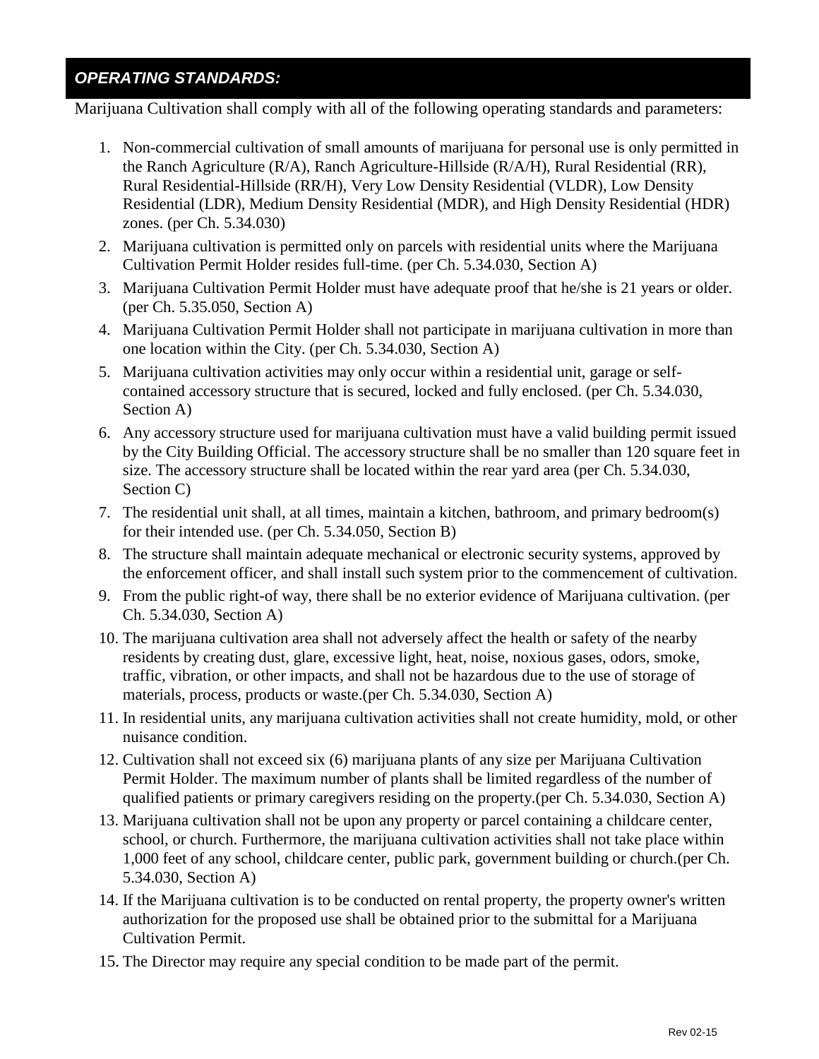## *OPERATING STANDARDS:*

Marijuana Cultivation shall comply with all of the following operating standards and parameters:

1. Non-commercial cultivation of small amounts of marijuana for personal use is only permitted in the Ranch Agriculture (R/A), Ranch Agriculture-Hillside (R/A/H), Rural Residential (RR), Rural Residential-Hillside (RR/H), Very Low Density Residential (VLDR), Low Density Residential (LDR), Medium Density Residential (MDR), and High Density Residential (HDR) zones. (per Ch. 5.34.030)
2. Marijuana cultivation is permitted only on parcels with residential units where the Marijuana Cultivation Permit Holder resides full-time. (per Ch. 5.34.030, Section A)
3. Marijuana Cultivation Permit Holder must have adequate proof that he/she is 21 years or older. (per Ch. 5.35.050, Section A)
4. Marijuana Cultivation Permit Holder shall not participate in marijuana cultivation in more than one location within the City. (per Ch. 5.34.030, Section A)
5. Marijuana cultivation activities may only occur within a residential unit, garage or self-contained accessory structure that is secured, locked and fully enclosed. (per Ch. 5.34.030, Section A)
6. Any accessory structure used for marijuana cultivation must have a valid building permit issued by the City Building Official. The accessory structure shall be no smaller than 120 square feet in size. The accessory structure shall be located within the rear yard area (per Ch. 5.34.030, Section C)
7. The residential unit shall, at all times, maintain a kitchen, bathroom, and primary bedroom(s) for their intended use. (per Ch. 5.34.050, Section B)
8. The structure shall maintain adequate mechanical or electronic security systems, approved by the enforcement officer, and shall install such system prior to the commencement of cultivation.
9. From the public right-of way, there shall be no exterior evidence of Marijuana cultivation. (per Ch. 5.34.030, Section A)
10. The marijuana cultivation area shall not adversely affect the health or safety of the nearby residents by creating dust, glare, excessive light, heat, noise, noxious gases, odors, smoke, traffic, vibration, or other impacts, and shall not be hazardous due to the use of storage of materials, process, products or waste.(per Ch. 5.34.030, Section A)
11. In residential units, any marijuana cultivation activities shall not create humidity, mold, or other nuisance condition.
12. Cultivation shall not exceed six (6) marijuana plants of any size per Marijuana Cultivation Permit Holder. The maximum number of plants shall be limited regardless of the number of qualified patients or primary caregivers residing on the property.(per Ch. 5.34.030, Section A)
13. Marijuana cultivation shall not be upon any property or parcel containing a childcare center, school, or church. Furthermore, the marijuana cultivation activities shall not take place within 1,000 feet of any school, childcare center, public park, government building or church.(per Ch. 5.34.030, Section A)
14. If the Marijuana cultivation is to be conducted on rental property, the property owner's written authorization for the proposed use shall be obtained prior to the submittal for a Marijuana Cultivation Permit.
15. The Director may require any special condition to be made part of the permit.

Rev 02-15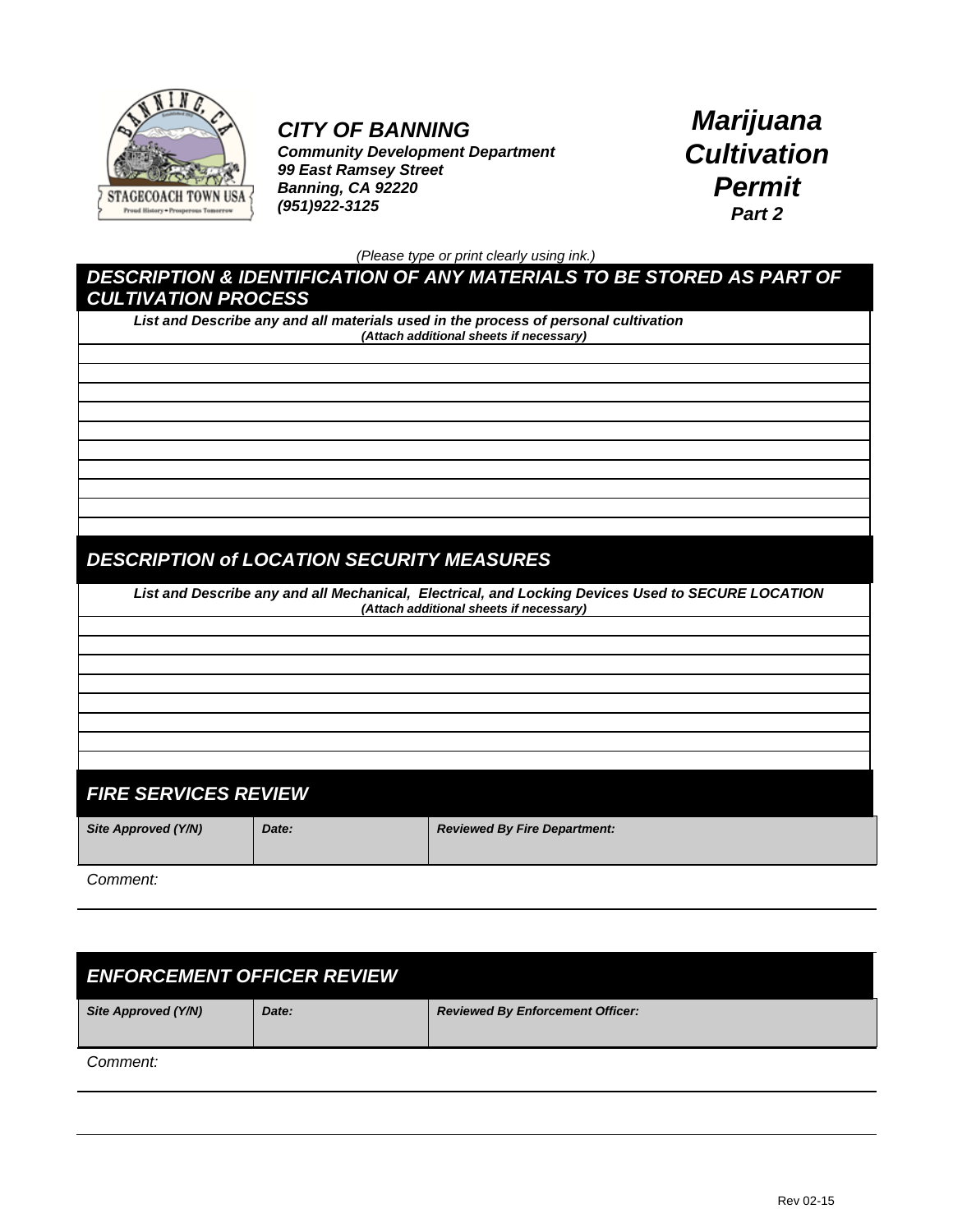**CITY OF BANNING**
***Community Development Department***
***99 East Ramsey Street***
***Banning, CA 92220***
***(951)922-3125***

# *Marijuana Cultivation Permit*
***Part 2***

*(Please type or print clearly using ink.)*

## *DESCRIPTION & IDENTIFICATION OF ANY MATERIALS TO BE STORED AS PART OF CULTIVATION PROCESS*

***List and Describe any and all materials used in the process of personal cultivation***
***(Attach additional sheets if necessary)***

## *DESCRIPTION of LOCATION SECURITY MEASURES*

***List and Describe any and all Mechanical, Electrical, and Locking Devices Used to SECURE LOCATION***
***(Attach additional sheets if necessary)***

## *FIRE SERVICES REVIEW*

| *Site Approved (Y/N)* | *Date:* | *Reviewed By Fire Department:* |
|---|---|---|
| | | |

*Comment:*

## *ENFORCEMENT OFFICER REVIEW*

| *Site Approved (Y/N)* | *Date:* | *Reviewed By Enforcement Officer:* |
|---|---|---|
| | | |

*Comment:*

Rev 02-15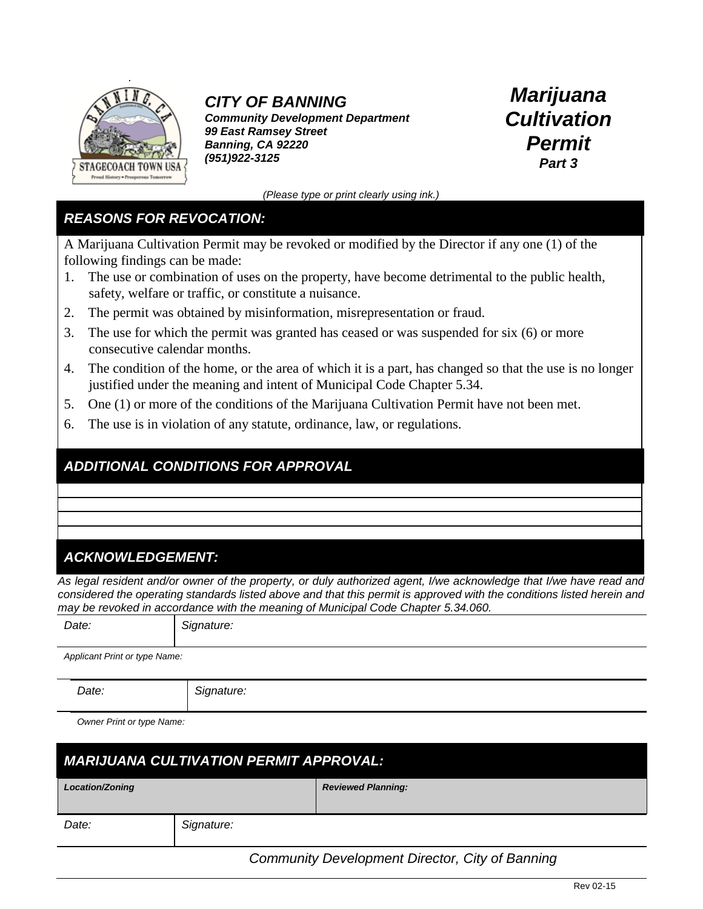**CITY OF BANNING**
*Community Development Department*
*99 East Ramsey Street*
*Banning, CA 92220*
*(951)922-3125*

# Marijuana Cultivation Permit
**Part 3**

*(Please type or print clearly using ink.)*

## REASONS FOR REVOCATION:

A Marijuana Cultivation Permit may be revoked or modified by the Director if any one (1) of the following findings can be made:

1. The use or combination of uses on the property, have become detrimental to the public health, safety, welfare or traffic, or constitute a nuisance.
2. The permit was obtained by misinformation, misrepresentation or fraud.
3. The use for which the permit was granted has ceased or was suspended for six (6) or more consecutive calendar months.
4. The condition of the home, or the area of which it is a part, has changed so that the use is no longer justified under the meaning and intent of Municipal Code Chapter 5.34.
5. One (1) or more of the conditions of the Marijuana Cultivation Permit have not been met.
6. The use is in violation of any statute, ordinance, law, or regulations.

## ADDITIONAL CONDITIONS FOR APPROVAL

## ACKNOWLEDGEMENT:

*As legal resident and/or owner of the property, or duly authorized agent, I/we acknowledge that I/we have read and considered the operating standards listed above and that this permit is approved with the conditions listed herein and may be revoked in accordance with the meaning of Municipal Code Chapter 5.34.060.*

| Date: | Signature: |
|---|---|

*Applicant Print or type Name:*

| Date: | Signature: |
|---|---|

*Owner Print or type Name:*

## MARIJUANA CULTIVATION PERMIT APPROVAL:

| Location/Zoning | Reviewed Planning: |
|---|---|

| Date: | Signature: |
|---|---|

*Community Development Director, City of Banning*

Rev 02-15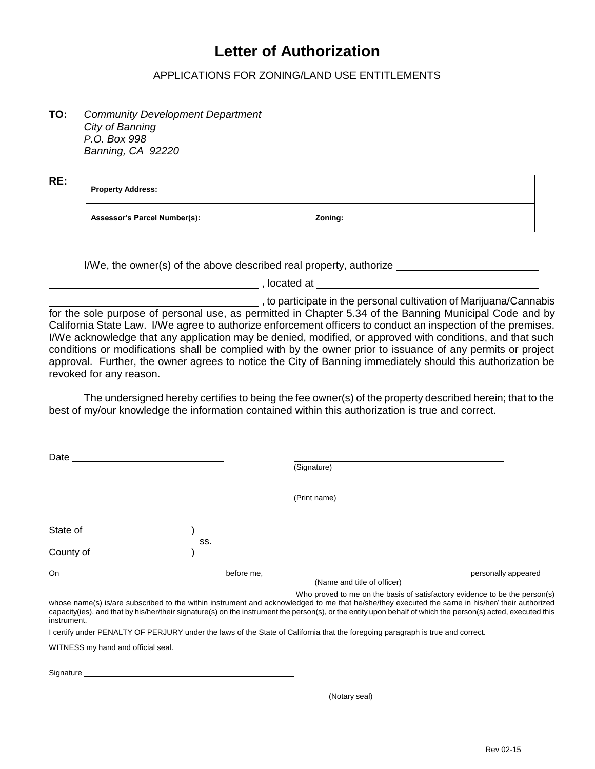# Letter of Authorization

APPLICATIONS FOR ZONING/LAND USE ENTITLEMENTS

**TO:** *Community Development Department*
*City of Banning*
*P.O. Box 998*
*Banning, CA 92220*

**RE:**

| **Property Address:** | |
|---|---|
| **Assessor's Parcel Number(s):** | **Zoning:** |

I/We, the owner(s) of the above described real property, authorize ______________________________ ______________________________ , located at ______________________________ ______________________________ , to participate in the personal cultivation of Marijuana/Cannabis for the sole purpose of personal use, as permitted in Chapter 5.34 of the Banning Municipal Code and by California State Law. I/We agree to authorize enforcement officers to conduct an inspection of the premises. I/We acknowledge that any application may be denied, modified, or approved with conditions, and that such conditions or modifications shall be complied with by the owner prior to issuance of any permits or project approval. Further, the owner agrees to notice the City of Banning immediately should this authorization be revoked for any reason.

The undersigned hereby certifies to being the fee owner(s) of the property described herein; that to the best of my/our knowledge the information contained within this authorization is true and correct.

Date ______________________________

______________________________
(Signature)

______________________________
(Print name)

State of ____________________ )
ss.
County of ____________________ )

On ______________________________ before me, ______________________________ personally appeared
(Name and title of officer)

______________________________ Who proved to me on the basis of satisfactory evidence to be the person(s) whose name(s) is/are subscribed to the within instrument and acknowledged to me that he/she/they executed the same in his/her/ their authorized capacity(ies), and that by his/her/their signature(s) on the instrument the person(s), or the entity upon behalf of which the person(s) acted, executed this instrument.

I certify under PENALTY OF PERJURY under the laws of the State of California that the foregoing paragraph is true and correct.

WITNESS my hand and official seal.

Signature ______________________________

(Notary seal)

Rev 02-15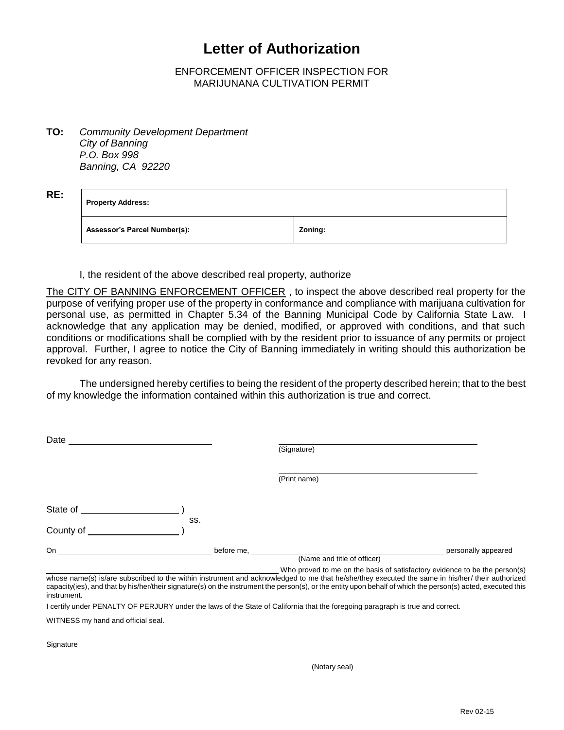# Letter of Authorization

ENFORCEMENT OFFICER INSPECTION FOR
MARIJUNANA CULTIVATION PERMIT

**TO:** *Community Development Department*
*City of Banning*
*P.O. Box 998*
*Banning, CA 92220*

**RE:**

| **Property Address:** | |
|---|---|
| **Assessor's Parcel Number(s):** | **Zoning:** |

I, the resident of the above described real property, authorize

The CITY OF BANNING ENFORCEMENT OFFICER , to inspect the above described real property for the purpose of verifying proper use of the property in conformance and compliance with marijuana cultivation for personal use, as permitted in Chapter 5.34 of the Banning Municipal Code by California State Law. I acknowledge that any application may be denied, modified, or approved with conditions, and that such conditions or modifications shall be complied with by the resident prior to issuance of any permits or project approval. Further, I agree to notice the City of Banning immediately in writing should this authorization be revoked for any reason.

The undersigned hereby certifies to being the resident of the property described herein; that to the best of my knowledge the information contained within this authorization is true and correct.

Date ____________________________

____________________________________________
(Signature)

____________________________________________
(Print name)

State of ____________________ )
ss.
County of ___________________ )

On ______________________________ before me, ______________________________________ personally appeared
(Name and title of officer)

_______________________________________________ Who proved to me on the basis of satisfactory evidence to be the person(s) whose name(s) is/are subscribed to the within instrument and acknowledged to me that he/she/they executed the same in his/her/ their authorized capacity(ies), and that by his/her/their signature(s) on the instrument the person(s), or the entity upon behalf of which the person(s) acted, executed this instrument.

I certify under PENALTY OF PERJURY under the laws of the State of California that the foregoing paragraph is true and correct.

WITNESS my hand and official seal.

Signature ____________________________________________

(Notary seal)

Rev 02-15